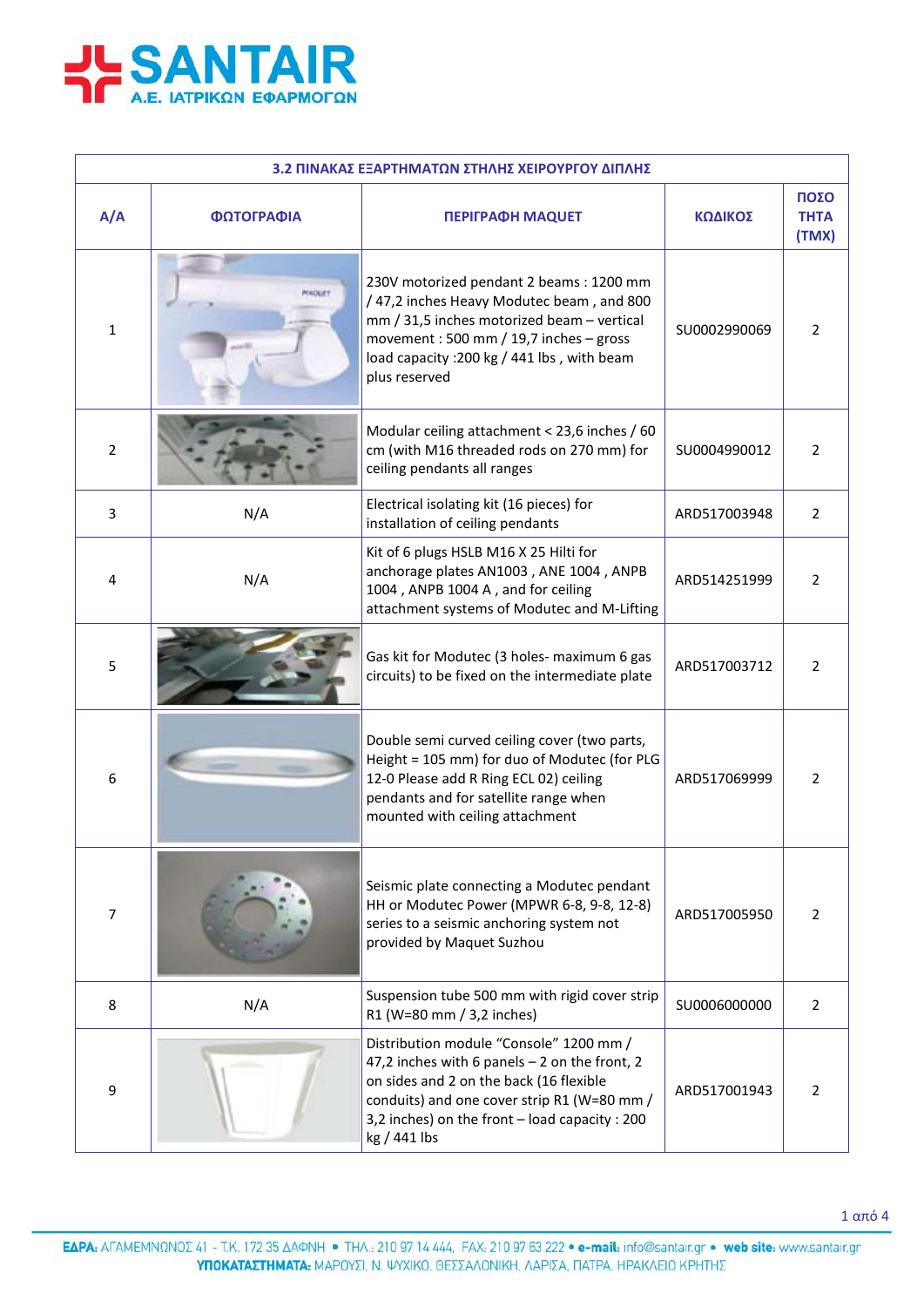**SANTAIR**
Α.Ε. ΙΑΤΡΙΚΩΝ ΕΦΑΡΜΟΓΩΝ

| 3.2 ΠΙΝΑΚΑΣ ΕΞΑΡΤΗΜΑΤΩΝ ΣΤΗΛΗΣ ΧΕΙΡΟΥΡΓΟΥ ΔΙΠΛΗΣ | | | | |
|---|---|---|---|---|
| Α/Α | ΦΩΤΟΓΡΑΦΙΑ | ΠΕΡΙΓΡΑΦΗ MAQUET | ΚΩΔΙΚΟΣ | ΠΟΣΟΤΗΤΑ (ΤΜΧ) |
| 1 | | 230V motorized pendant 2 beams : 1200 mm / 47,2 inches Heavy Modutec beam , and 800 mm / 31,5 inches motorized beam – vertical movement : 500 mm / 19,7 inches – gross load capacity :200 kg / 441 lbs , with beam plus reserved | SU0002990069 | 2 |
| 2 | | Modular ceiling attachment < 23,6 inches / 60 cm (with M16 threaded rods on 270 mm) for ceiling pendants all ranges | SU0004990012 | 2 |
| 3 | N/A | Electrical isolating kit (16 pieces) for installation of ceiling pendants | ARD517003948 | 2 |
| 4 | N/A | Kit of 6 plugs HSLB M16 X 25 Hilti for anchorage plates AN1003 , ANE 1004 , ANPB 1004 , ANPB 1004 A , and for ceiling attachment systems of Modutec and M-Lifting | ARD514251999 | 2 |
| 5 | | Gas kit for Modutec (3 holes- maximum 6 gas circuits) to be fixed on the intermediate plate | ARD517003712 | 2 |
| 6 | | Double semi curved ceiling cover (two parts, Height = 105 mm) for duo of Modutec (for PLG 12-0 Please add R Ring ECL 02) ceiling pendants and for satellite range when mounted with ceiling attachment | ARD517069999 | 2 |
| 7 | | Seismic plate connecting a Modutec pendant HH or Modutec Power (MPWR 6-8, 9-8, 12-8) series to a seismic anchoring system not provided by Maquet Suzhou | ARD517005950 | 2 |
| 8 | N/A | Suspension tube 500 mm with rigid cover strip R1 (W=80 mm / 3,2 inches) | SU0006000000 | 2 |
| 9 | | Distribution module "Console" 1200 mm / 47,2 inches with 6 panels – 2 on the front, 2 on sides and 2 on the back (16 flexible conduits) and one cover strip R1 (W=80 mm / 3,2 inches) on the front – load capacity : 200 kg / 441 lbs | ARD517001943 | 2 |

**ΕΔΡΑ:** ΑΓΑΜΕΜΝΟΝΟΣ 41 • Τ.Κ. 172 35 ΔΑΦΝΗ • ΤΗΛ.: 210 97 14 444, FAX: 210 97 63 222 • **e-mail:** info@santair.gr • **web site:** www.santair.gr
**ΥΠΟΚΑΤΑΣΤΗΜΑΤΑ:** ΜΑΡΟΥΣΙ, Ν. ΨΥΧΙΚΟ, ΘΕΣΣΑΛΟΝΙΚΗ, ΛΑΡΙΣΑ, ΠΑΤΡΑ, ΗΡΑΚΛΕΙΟ ΚΡΗΤΗΣ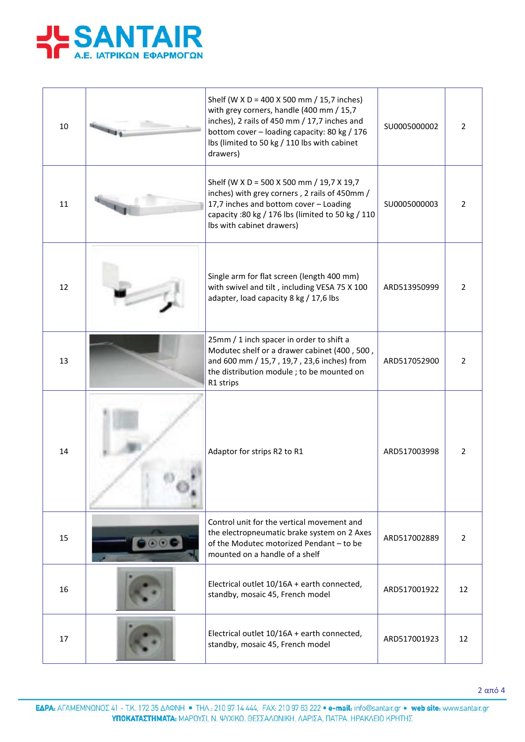| | | | | |
|---|---|---|---|---|
| 10 | | Shelf (W X D = 400 X 500 mm / 15,7 inches) with grey corners, handle (400 mm / 15,7 inches), 2 rails of 450 mm / 17,7 inches and bottom cover – loading capacity: 80 kg / 176 lbs (limited to 50 kg / 110 lbs with cabinet drawers) | SU0005000002 | 2 |
| 11 | | Shelf (W X D = 500 X 500 mm / 19,7 X 19,7 inches) with grey corners , 2 rails of 450mm / 17,7 inches and bottom cover – Loading capacity :80 kg / 176 lbs (limited to 50 kg / 110 lbs with cabinet drawers) | SU0005000003 | 2 |
| 12 | | Single arm for flat screen (length 400 mm) with swivel and tilt , including VESA 75 X 100 adapter, load capacity 8 kg / 17,6 lbs | ARD513950999 | 2 |
| 13 | | 25mm / 1 inch spacer in order to shift a Modutec shelf or a drawer cabinet (400 , 500 , and 600 mm / 15,7 , 19,7 , 23,6 inches) from the distribution module ; to be mounted on R1 strips | ARD517052900 | 2 |
| 14 | | Adaptor for strips R2 to R1 | ARD517003998 | 2 |
| 15 | | Control unit for the vertical movement and the electropneumatic brake system on 2 Axes of the Modutec motorized Pendant – to be mounted on a handle of a shelf | ARD517002889 | 2 |
| 16 | | Electrical outlet 10/16A + earth connected, standby, mosaic 45, French model | ARD517001922 | 12 |
| 17 | | Electrical outlet 10/16A + earth connected, standby, mosaic 45, French model | ARD517001923 | 12 |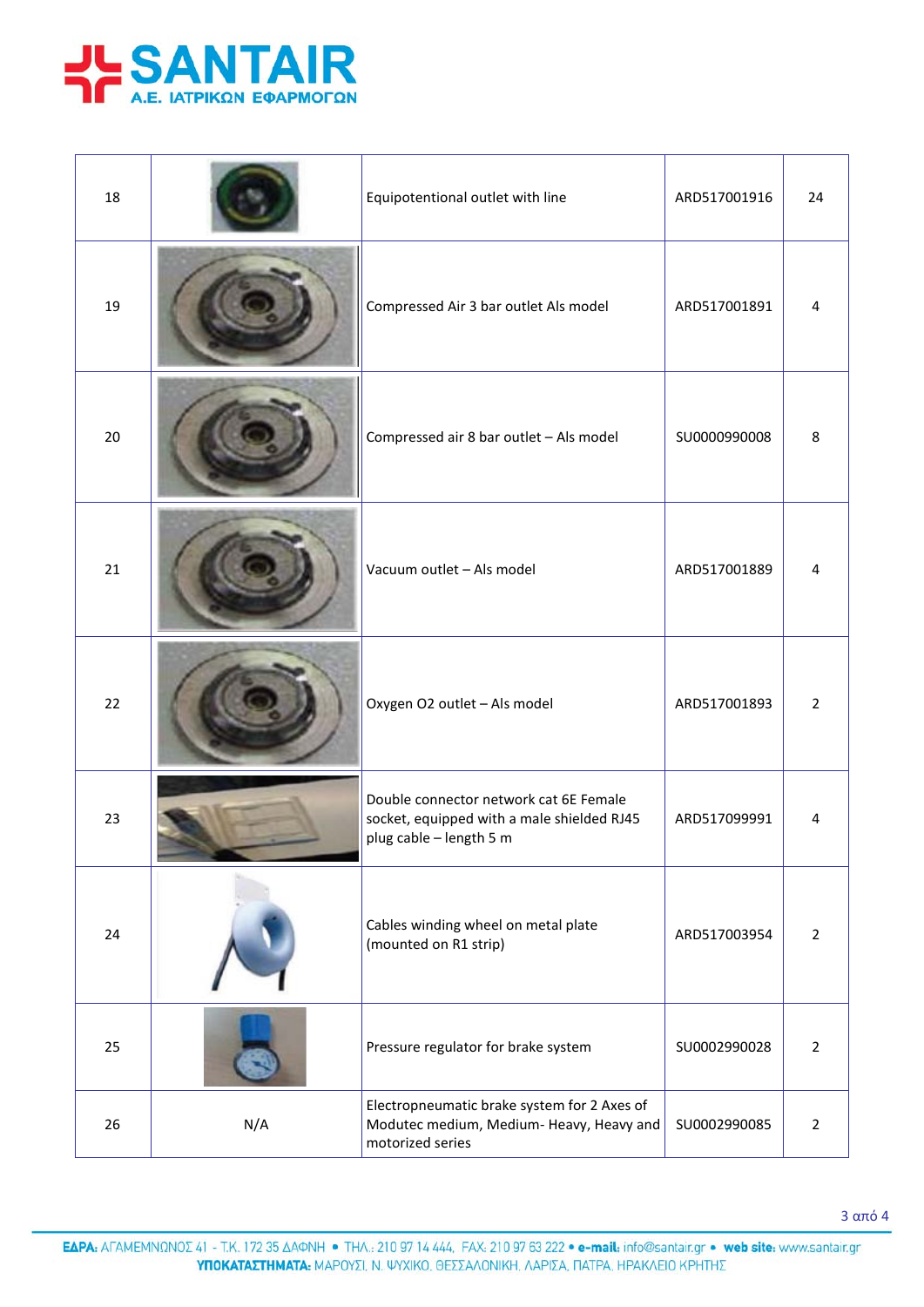| 18 | | Equipotentional outlet with line | ARD517001916 | 24 |
|---|---|---|---|---|
| 19 | | Compressed Air 3 bar outlet Als model | ARD517001891 | 4 |
| 20 | | Compressed air 8 bar outlet – Als model | SU0000990008 | 8 |
| 21 | | Vacuum outlet – Als model | ARD517001889 | 4 |
| 22 | | Oxygen O2 outlet – Als model | ARD517001893 | 2 |
| 23 | | Double connector network cat 6E Female socket, equipped with a male shielded RJ45 plug cable – length 5 m | ARD517099991 | 4 |
| 24 | | Cables winding wheel on metal plate (mounted on R1 strip) | ARD517003954 | 2 |
| 25 | | Pressure regulator for brake system | SU0002990028 | 2 |
| 26 | N/A | Electropneumatic brake system for 2 Axes of Modutec medium, Medium- Heavy, Heavy and motorized series | SU0002990085 | 2 |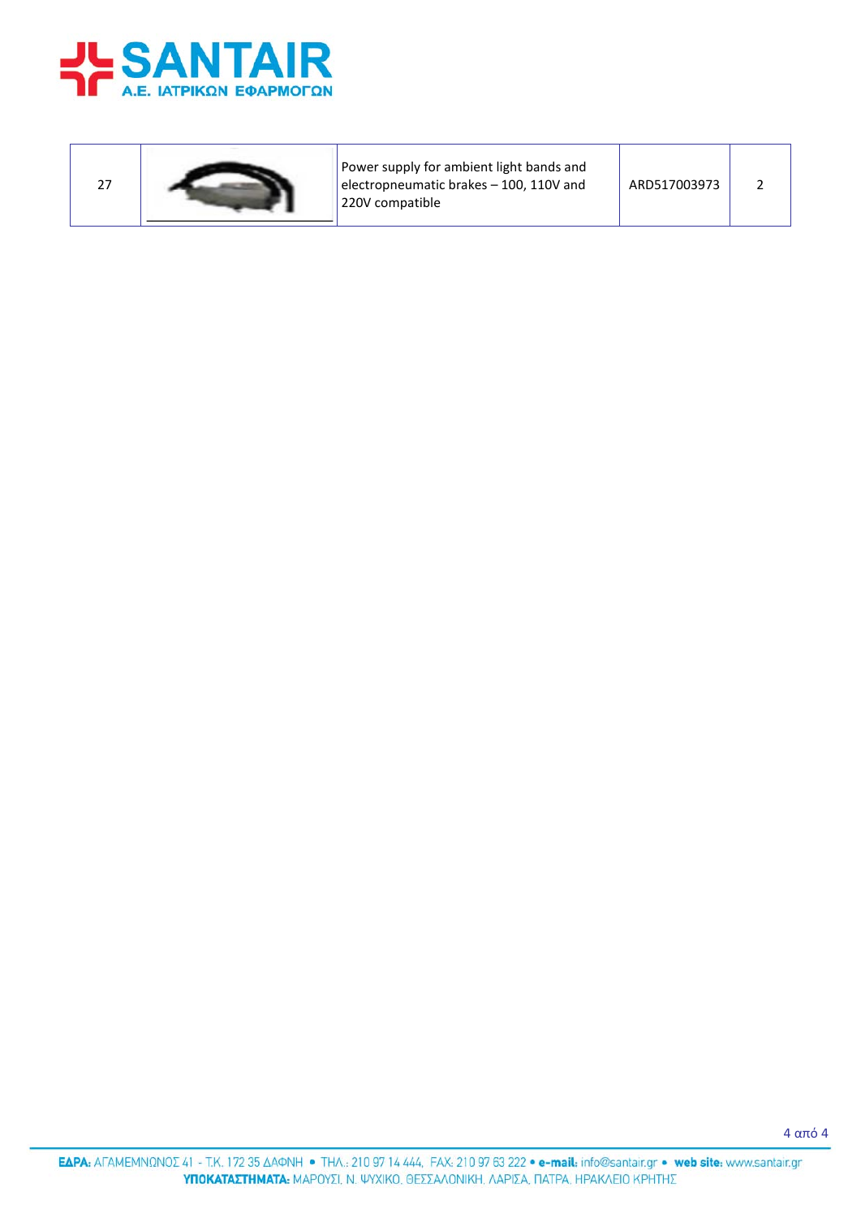| | | | | |
|---|---|---|---|---|
| 27 | | Power supply for ambient light bands and electropneumatic brakes – 100, 110V and 220V compatible | ARD517003973 | 2 |